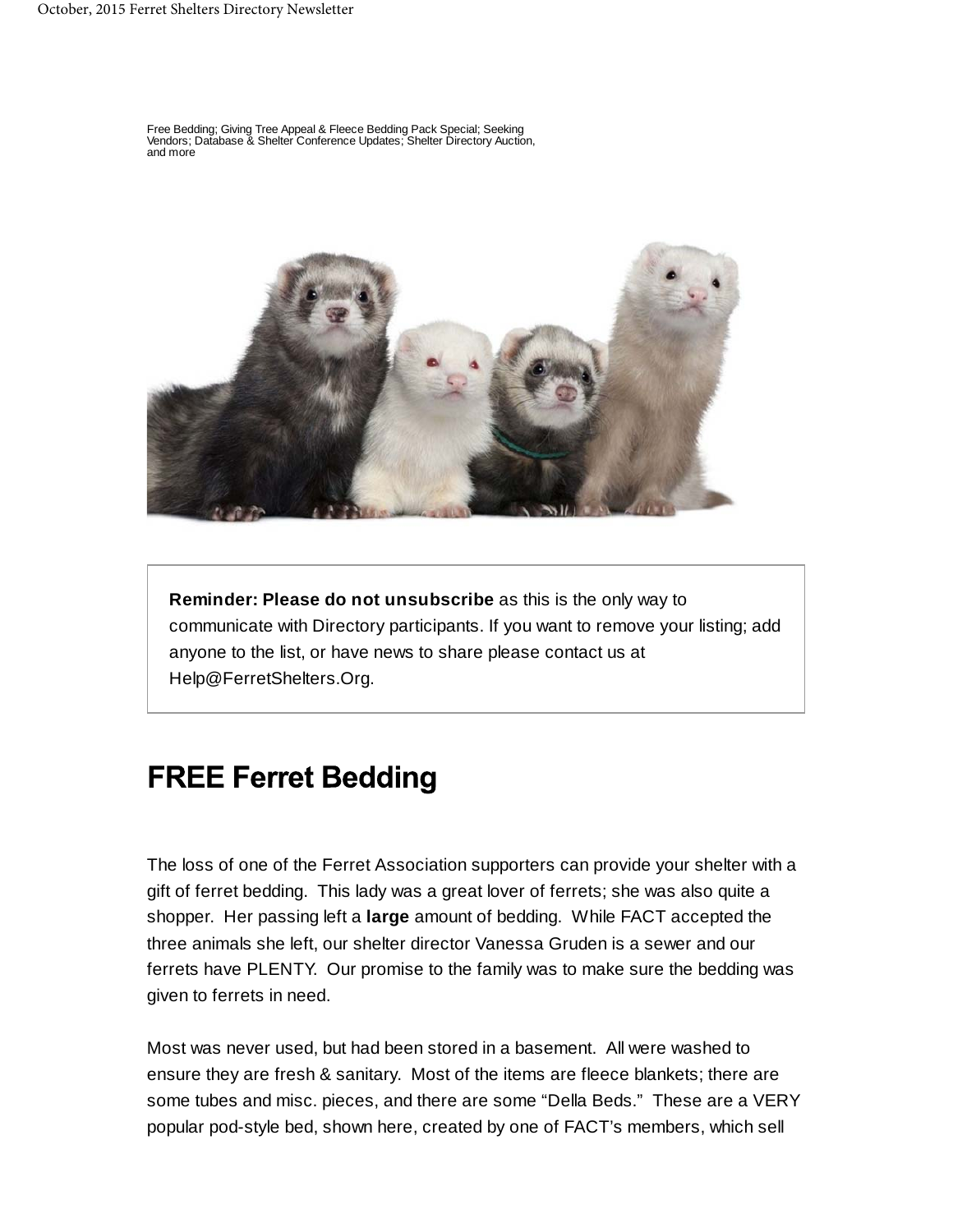Free Bedding; Giving Tree Appeal & Fleece Bedding Pack Special; Seeking Vendors; Database & Shelter Conference Updates; Shelter Directory Auction, and more

**Reminder: Please do not unsubscribe** as this is the only way to communicate with Directory participants. If you want to remove your listing; add anyone to the list, or have news to share please contact us at Help@FerretShelters.Org.

## FREE Ferret Bedding

The loss of one of the Ferret Association supporters can provide your shelter with a gift of ferret bedding. This lady was a great lover of ferrets; she was also quite a shopper. Her passing left a **large** amount of bedding. While FACT accepted the three animals she left, our shelter director Vanessa Gruden is a sewer and our ferrets have PLENTY. Our promise to the family was to make sure the bedding was given to ferrets in need.

Most was never used, but had been stored in a basement. All were washed to ensure they are fresh & sanitary. Most of the items are fleece blankets; there are some tubes and misc. pieces, and there are some "Della Beds." These are a VERY popular pod-style bed, shown here, created by one of FACT's members, which sell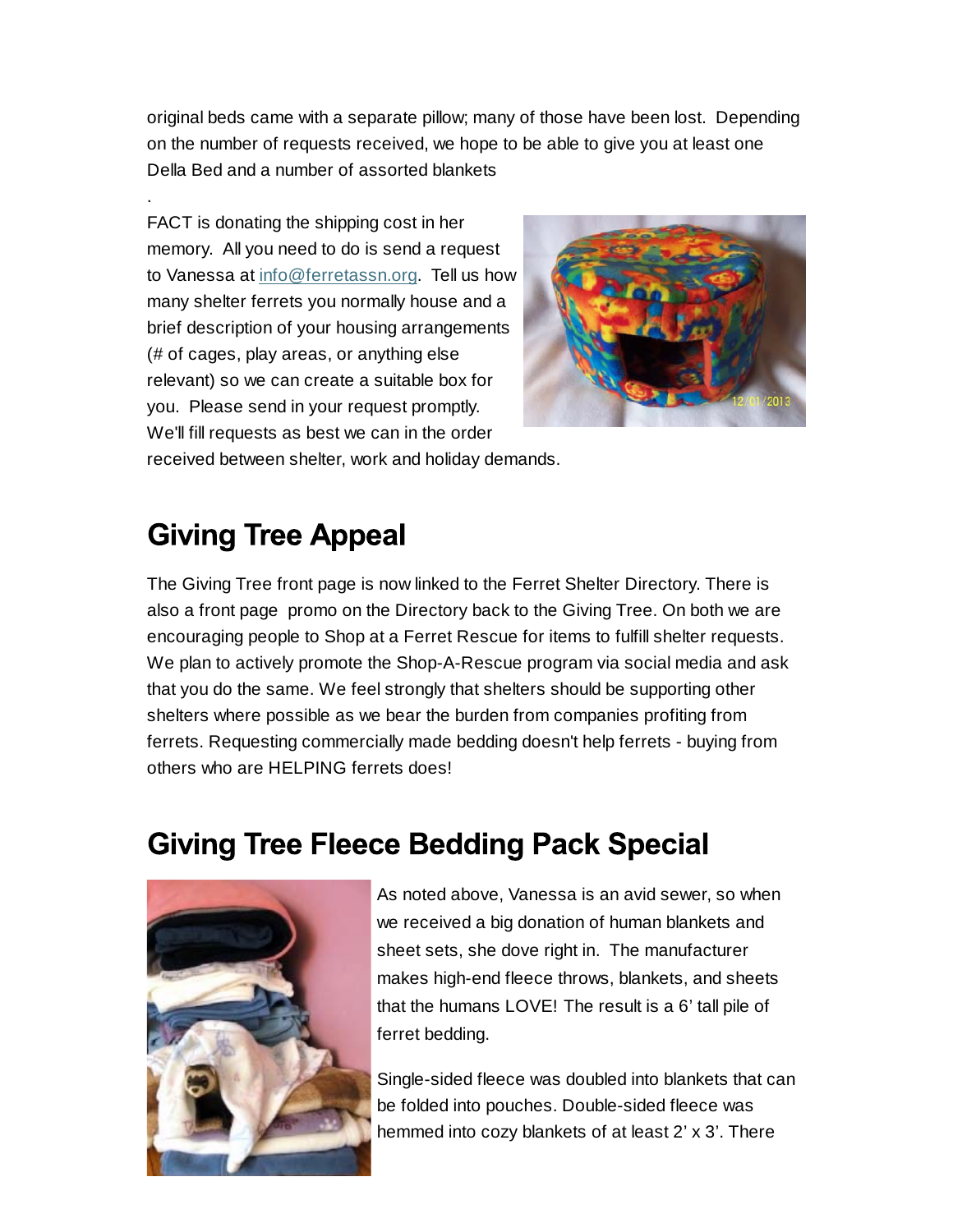original beds came with a separate pillow; many of those have been lost. Depending on the number of requests received, we hope to be able to give you at least one Della Bed and a number of assorted blankets

.

FACT is donating the shipping cost in her memory. All you need to do is send a request to Vanessa at [info@ferretassn.org](mailto:info@ferretassn.org). Tell us how many shelter ferrets you normally house and a brief description of your housing arrangements (# of cages, play areas, or anything else relevant) so we can create a suitable box for you. Please send in your request promptly. We'll fill requests as best we can in the order received between shelter, work and holiday demands.

## Giving Tree Appeal

The Giving Tree front page is now linked to the Ferret Shelter Directory. There is also a front page promo on the Directory back to the Giving Tree. On both we are encouraging people to Shop at a Ferret Rescue for items to fulfill shelter requests. We plan to actively promote the Shop-A-Rescue program via social media and ask that you do the same. We feel strongly that shelters should be supporting other shelters where possible as we bear the burden from companies profiting from ferrets. Requesting commercially made bedding doesn't help ferrets - buying from others who are HELPING ferrets does!

## Giving Tree Fleece Bedding Pack Special

As noted above, Vanessa is an avid sewer, so when we received a big donation of human blankets and sheet sets, she dove right in. The manufacturer makes high-end fleece throws, blankets, and sheets that the humans LOVE! The result is a 6' tall pile of ferret bedding.

Single-sided fleece was doubled into blankets that can be folded into pouches. Double-sided fleece was hemmed into cozy blankets of at least 2' x 3'. There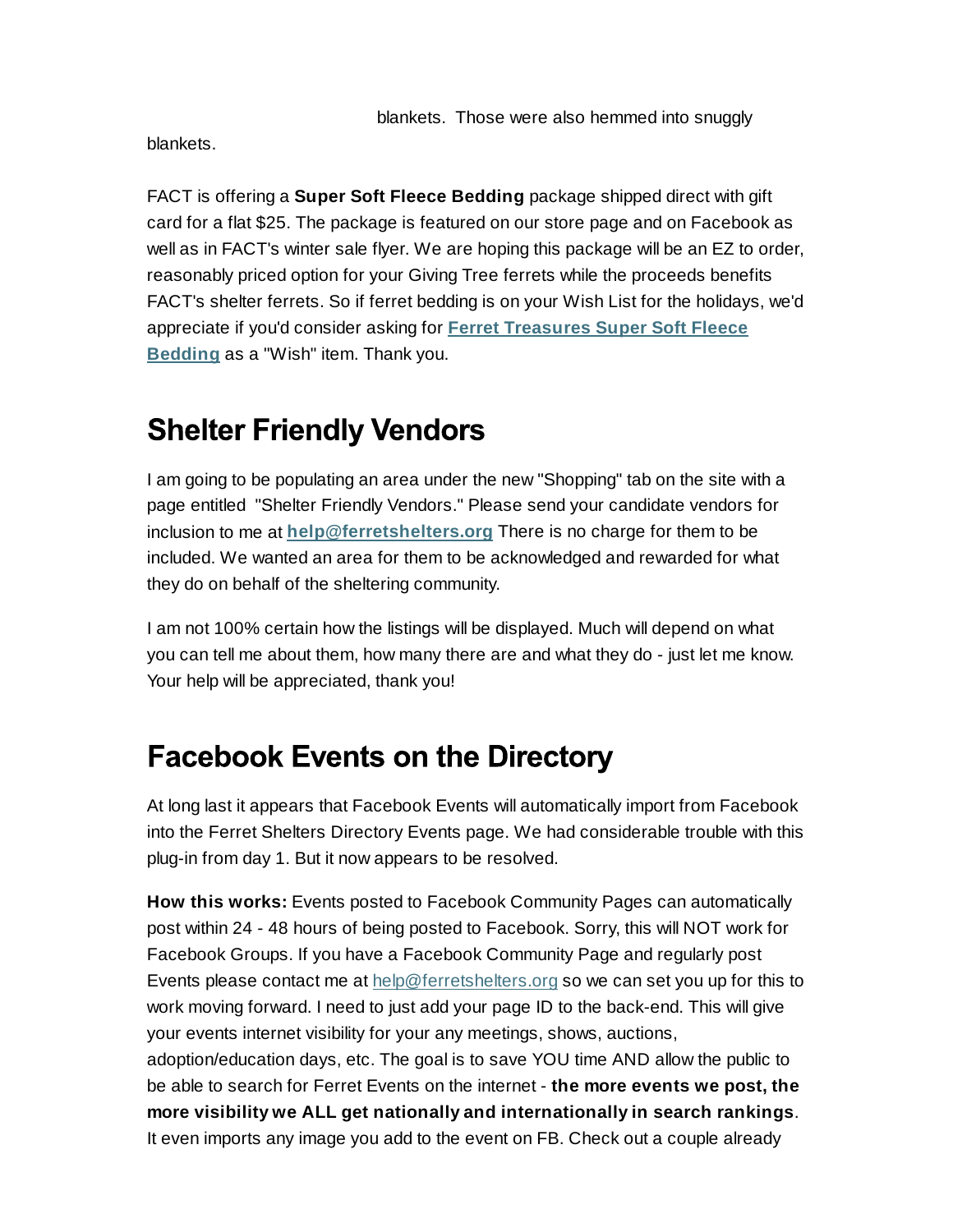blankets. Those were also hemmed into snuggly blankets.

FACT is offering a **Super Soft Fleece Bedding** package shipped direct with gift card for a flat $25. The package is featured on our store page and on Facebook as well as in FACT's winter sale flyer. We are hoping this package will be an EZ to order, reasonably priced option for your Giving Tree ferrets while the proceeds benefits FACT's shelter ferrets. So if ferret bedding is on your Wish List for the holidays, we'd appreciate if you'd consider asking for **Ferret Treasures Super Soft Fleece Bedding** as a "Wish" item. Thank you.

## Shelter Friendly Vendors

I am going to be populating an area under the new "Shopping" tab on the site with a page entitled "Shelter Friendly Vendors." Please send your candidate vendors for inclusion to me at **help@ferretshelters.org** There is no charge for them to be included. We wanted an area for them to be acknowledged and rewarded for what they do on behalf of the sheltering community.

I am not 100% certain how the listings will be displayed. Much will depend on what you can tell me about them, how many there are and what they do - just let me know. Your help will be appreciated, thank you!

## Facebook Events on the Directory

At long last it appears that Facebook Events will automatically import from Facebook into the Ferret Shelters Directory Events page. We had considerable trouble with this plug-in from day 1. But it now appears to be resolved.

**How this works:** Events posted to Facebook Community Pages can automatically post within 24 - 48 hours of being posted to Facebook. Sorry, this will NOT work for Facebook Groups. If you have a Facebook Community Page and regularly post Events please contact me at help@ferretshelters.org so we can set you up for this to work moving forward. I need to just add your page ID to the back-end. This will give your events internet visibility for your any meetings, shows, auctions, adoption/education days, etc. The goal is to save YOU time AND allow the public to be able to search for Ferret Events on the internet - **the more events we post, the more visibility we ALL get nationally and internationally in search rankings**. It even imports any image you add to the event on FB. Check out a couple already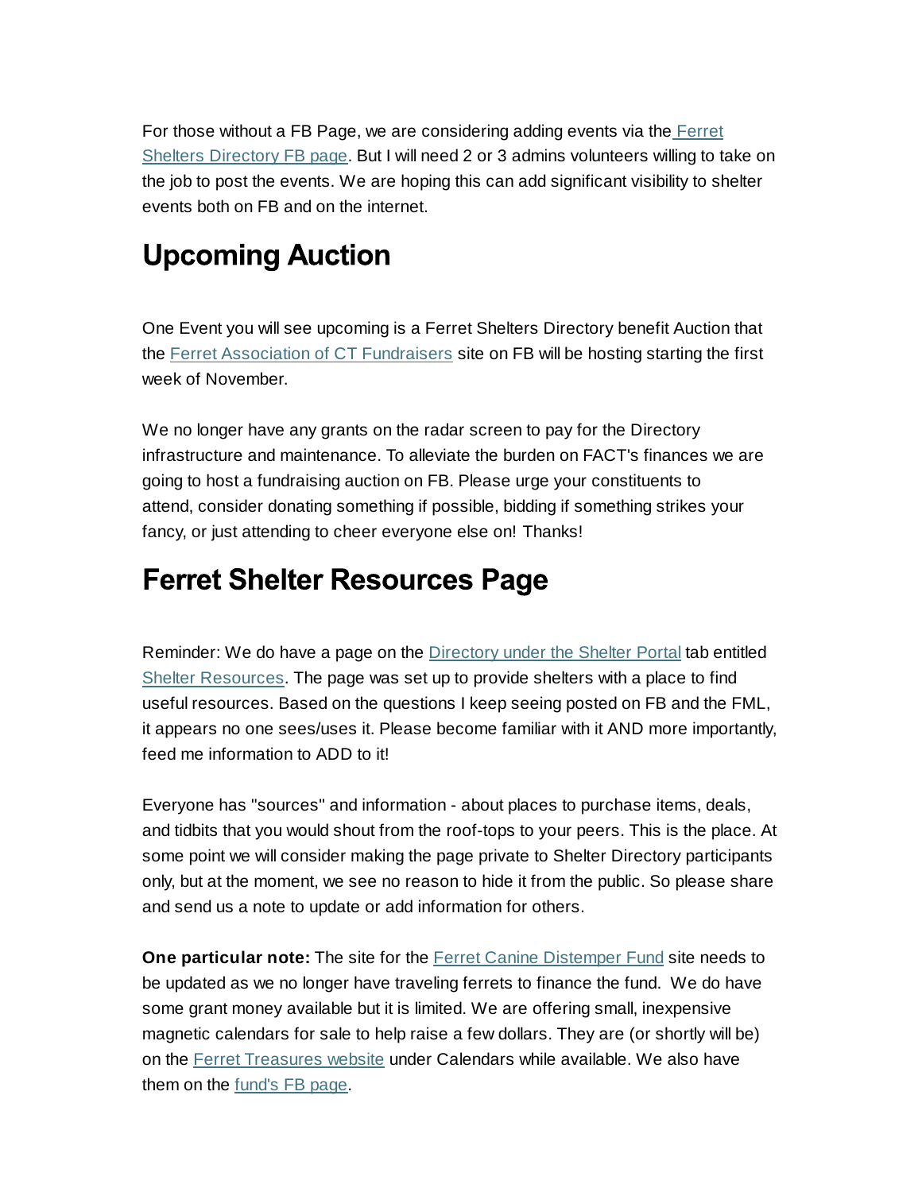For those without a FB Page, we are considering adding events via the Ferret Shelters Directory FB page. But I will need 2 or 3 admins volunteers willing to take on the job to post the events. We are hoping this can add significant visibility to shelter events both on FB and on the internet.

## Upcoming Auction

One Event you will see upcoming is a Ferret Shelters Directory benefit Auction that the Ferret Association of CT Fundraisers site on FB will be hosting starting the first week of November.

We no longer have any grants on the radar screen to pay for the Directory infrastructure and maintenance. To alleviate the burden on FACT's finances we are going to host a fundraising auction on FB. Please urge your constituents to attend, consider donating something if possible, bidding if something strikes your fancy, or just attending to cheer everyone else on! Thanks!

## Ferret Shelter Resources Page

Reminder: We do have a page on the Directory under the Shelter Portal tab entitled Shelter Resources. The page was set up to provide shelters with a place to find useful resources. Based on the questions I keep seeing posted on FB and the FML, it appears no one sees/uses it. Please become familiar with it AND more importantly, feed me information to ADD to it!

Everyone has "sources" and information - about places to purchase items, deals, and tidbits that you would shout from the roof-tops to your peers. This is the place. At some point we will consider making the page private to Shelter Directory participants only, but at the moment, we see no reason to hide it from the public. So please share and send us a note to update or add information for others.

**One particular note:** The site for the Ferret Canine Distemper Fund site needs to be updated as we no longer have traveling ferrets to finance the fund. We do have some grant money available but it is limited. We are offering small, inexpensive magnetic calendars for sale to help raise a few dollars. They are (or shortly will be) on the Ferret Treasures website under Calendars while available. We also have them on the fund's FB page.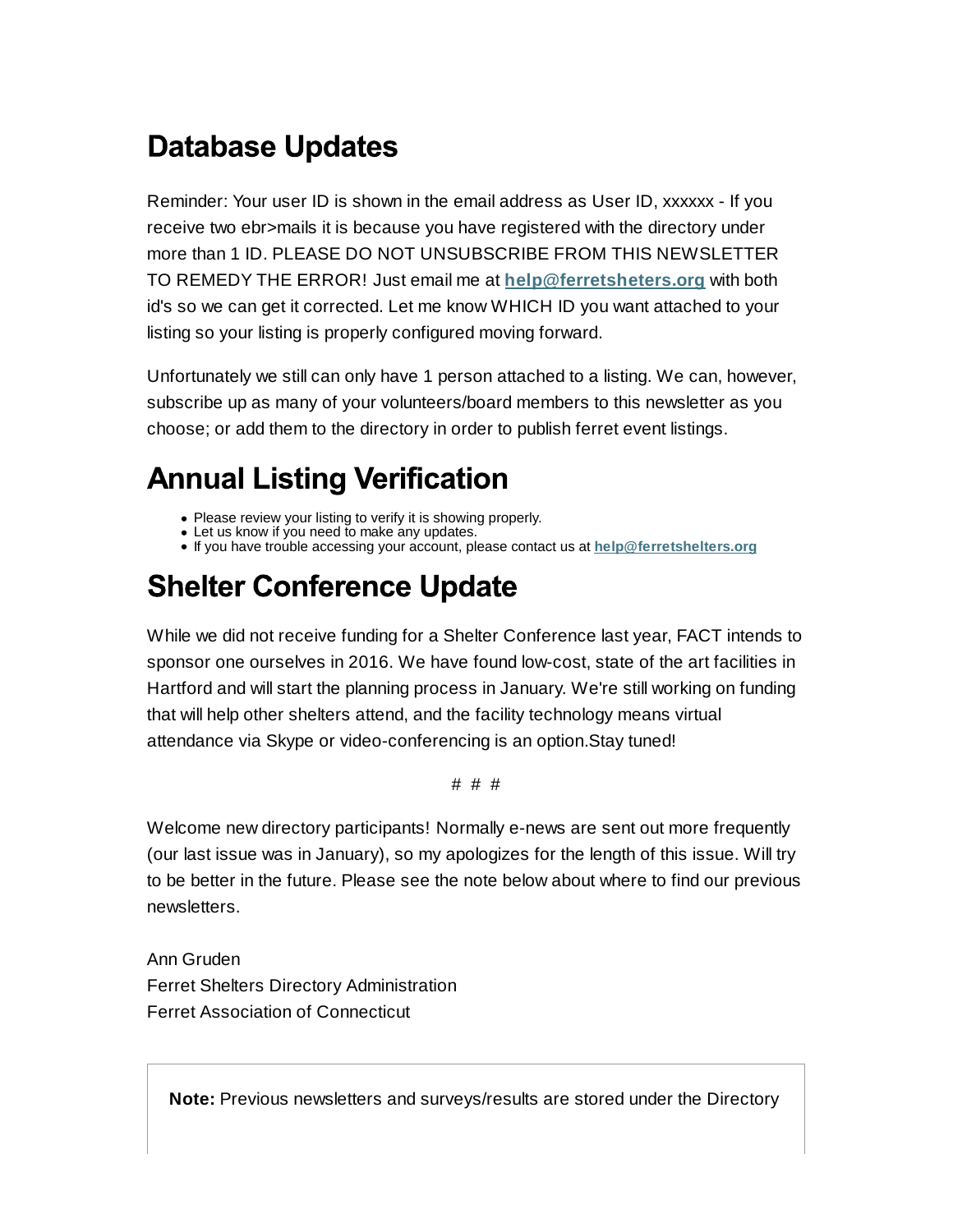## Database Updates

Reminder: Your user ID is shown in the email address as User ID, xxxxxx - If you receive two ebr>mails it is because you have registered with the directory under more than 1 ID. PLEASE DO NOT UNSUBSCRIBE FROM THIS NEWSLETTER TO REMEDY THE ERROR! Just email me at **help@ferretsheters.org** with both id's so we can get it corrected. Let me know WHICH ID you want attached to your listing so your listing is properly configured moving forward.

Unfortunately we still can only have 1 person attached to a listing. We can, however, subscribe up as many of your volunteers/board members to this newsletter as you choose; or add them to the directory in order to publish ferret event listings.

## Annual Listing Verification

- Please review your listing to verify it is showing properly.
- Let us know if you need to make any updates.
- If you have trouble accessing your account, please contact us at **help@ferretshelters.org**

## Shelter Conference Update

While we did not receive funding for a Shelter Conference last year, FACT intends to sponsor one ourselves in 2016. We have found low-cost, state of the art facilities in Hartford and will start the planning process in January. We're still working on funding that will help other shelters attend, and the facility technology means virtual attendance via Skype or video-conferencing is an option.Stay tuned!

# # #

Welcome new directory participants! Normally e-news are sent out more frequently (our last issue was in January), so my apologizes for the length of this issue. Will try to be better in the future. Please see the note below about where to find our previous newsletters.

Ann Gruden
Ferret Shelters Directory Administration
Ferret Association of Connecticut

**Note:** Previous newsletters and surveys/results are stored under the Directory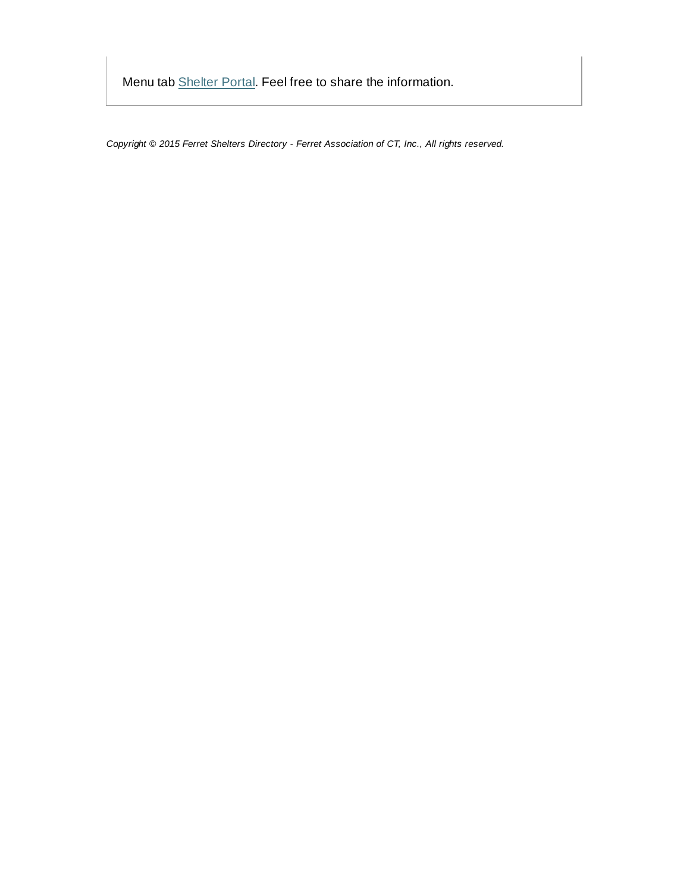Menu tab Shelter Portal. Feel free to share the information.

*Copyright © 2015 Ferret Shelters Directory - Ferret Association of CT, Inc., All rights reserved.*